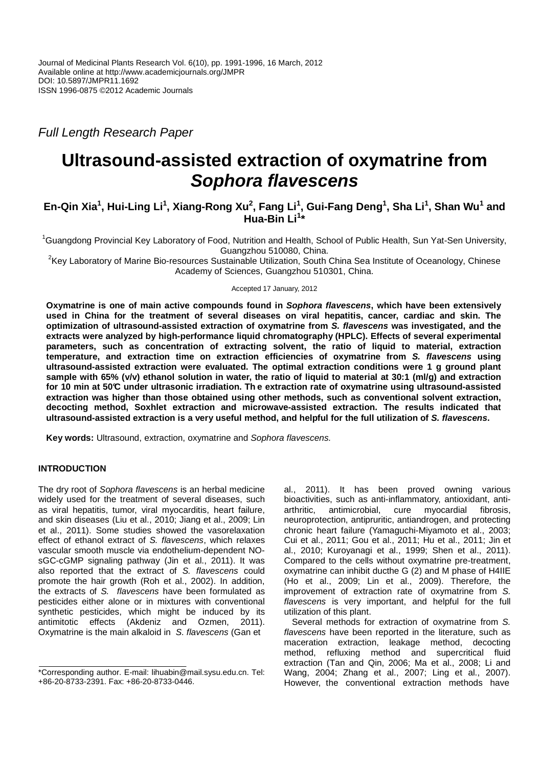Journal of Medicinal Plants Research Vol. 6(10), pp. 1991-1996, 16 March, 2012
Available online at http://www.academicjournals.org/JMPR
DOI: 10.5897/JMPR11.1692
ISSN 1996-0875 ©2012 Academic Journals

*Full Length Research Paper*

# Ultrasound-assisted extraction of oxymatrine from *Sophora flavescens*

**En-Qin Xia[1], Hui-Ling Li[1], Xiang-Rong Xu[2], Fang Li[1], Gui-Fang Deng[1], Sha Li[1], Shan Wu[1] and Hua-Bin Li[1]***

[1]Guangdong Provincial Key Laboratory of Food, Nutrition and Health, School of Public Health, Sun Yat-Sen University, Guangzhou 510080, China.
[2]Key Laboratory of Marine Bio-resources Sustainable Utilization, South China Sea Institute of Oceanology, Chinese Academy of Sciences, Guangzhou 510301, China.

Accepted 17 January, 2012

**Oxymatrine is one of main active compounds found in *Sophora flavescens*, which have been extensively used in China for the treatment of several diseases on viral hepatitis, cancer, cardiac and skin. The optimization of ultrasound-assisted extraction of oxymatrine from *S. flavescens* was investigated, and the extracts were analyzed by high-performance liquid chromatography (HPLC). Effects of several experimental parameters, such as concentration of extracting solvent, the ratio of liquid to material, extraction temperature, and extraction time on extraction efficiencies of oxymatrine from *S. flavescens* using ultrasound-assisted extraction were evaluated. The optimal extraction conditions were 1 g ground plant sample with 65% (v/v) ethanol solution in water, the ratio of liquid to material at 30:1 (ml/g) and extraction for 10 min at 50℃ under ultrasonic irradiation. The extraction rate of oxymatrine using ultrasound-assisted extraction was higher than those obtained using other methods, such as conventional solvent extraction, decocting method, Soxhlet extraction and microwave-assisted extraction. The results indicated that ultrasound-assisted extraction is a very useful method, and helpful for the full utilization of *S. flavescens*.**

**Key words:** Ultrasound, extraction, oxymatrine and *Sophora flavescens.*

## INTRODUCTION

The dry root of *Sophora flavescens* is an herbal medicine widely used for the treatment of several diseases, such as viral hepatitis, tumor, viral myocarditis, heart failure, and skin diseases (Liu et al., 2010; Jiang et al., 2009; Lin et al., 2011). Some studies showed the vasorelaxation effect of ethanol extract of *S. flavescens*, which relaxes vascular smooth muscle via endothelium-dependent NO-sGC-cGMP signaling pathway (Jin et al., 2011). It was also reported that the extract of *S. flavescens* could promote the hair growth (Roh et al., 2002). In addition, the extracts of *S. flavescens* have been formulated as pesticides either alone or in mixtures with conventional synthetic pesticides, which might be induced by its antimitotic effects (Akdeniz and Ozmen, 2011). Oxymatrine is the main alkaloid in *S. flavescens* (Gan et al., 2011). It has been proved owning various bioactivities, such as anti-inflammatory, antioxidant, anti-arthritic, antimicrobial, cure myocardial fibrosis, neuroprotection, antipruritic, antiandrogen, and protecting chronic heart failure (Yamaguchi-Miyamoto et al., 2003; Cui et al., 2011; Gou et al., 2011; Hu et al., 2011; Jin et al., 2010; Kuroyanagi et al., 1999; Shen et al., 2011). Compared to the cells without oxymatrine pre-treatment, oxymatrine can inhibit ducthe G (2) and M phase of H4IIE (Ho et al., 2009; Lin et al., 2009). Therefore, the improvement of extraction rate of oxymatrine from *S. flavescens* is very important, and helpful for the full utilization of this plant.

Several methods for extraction of oxymatrine from *S. flavescens* have been reported in the literature, such as maceration extraction, leakage method, decocting method, refluxing method and supercritical fluid extraction (Tan and Qin, 2006; Ma et al., 2008; Li and Wang, 2004; Zhang et al., 2007; Ling et al., 2007). However, the conventional extraction methods have

*Corresponding author. E-mail: lihuabin@mail.sysu.edu.cn. Tel: +86-20-8733-2391. Fax: +86-20-8733-0446.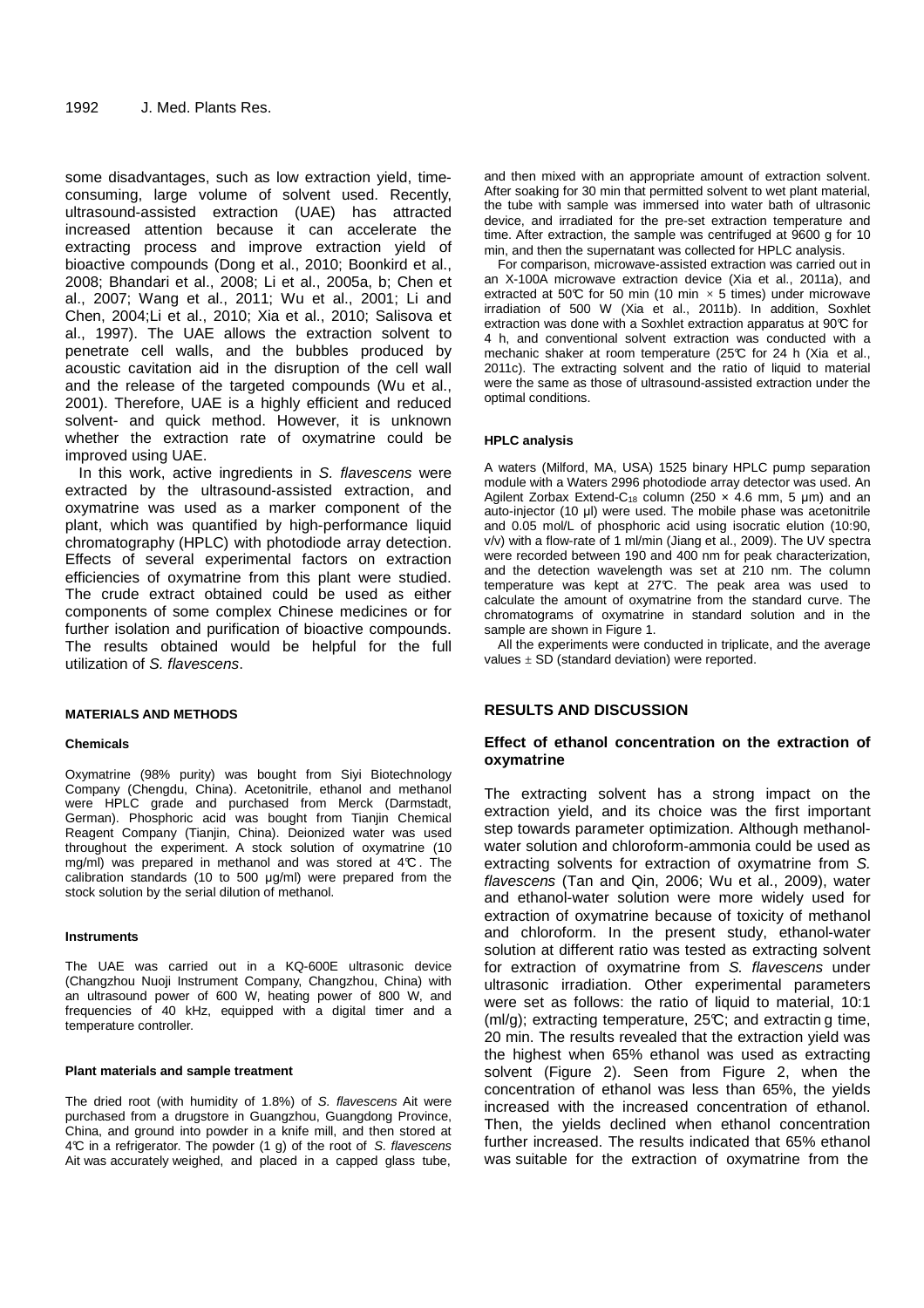some disadvantages, such as low extraction yield, time-consuming, large volume of solvent used. Recently, ultrasound-assisted extraction (UAE) has attracted increased attention because it can accelerate the extracting process and improve extraction yield of bioactive compounds (Dong et al., 2010; Boonkird et al., 2008; Bhandari et al., 2008; Li et al., 2005a, b; Chen et al., 2007; Wang et al., 2011; Wu et al., 2001; Li and Chen, 2004;Li et al., 2010; Xia et al., 2010; Salisova et al., 1997). The UAE allows the extraction solvent to penetrate cell walls, and the bubbles produced by acoustic cavitation aid in the disruption of the cell wall and the release of the targeted compounds (Wu et al., 2001). Therefore, UAE is a highly efficient and reduced solvent- and quick method. However, it is unknown whether the extraction rate of oxymatrine could be improved using UAE.

In this work, active ingredients in *S. flavescens* were extracted by the ultrasound-assisted extraction, and oxymatrine was used as a marker component of the plant, which was quantified by high-performance liquid chromatography (HPLC) with photodiode array detection. Effects of several experimental factors on extraction efficiencies of oxymatrine from this plant were studied. The crude extract obtained could be used as either components of some complex Chinese medicines or for further isolation and purification of bioactive compounds. The results obtained would be helpful for the full utilization of *S. flavescens*.

## MATERIALS AND METHODS

### Chemicals

Oxymatrine (98% purity) was bought from Siyi Biotechnology Company (Chengdu, China). Acetonitrile, ethanol and methanol were HPLC grade and purchased from Merck (Darmstadt, German). Phosphoric acid was bought from Tianjin Chemical Reagent Company (Tianjin, China). Deionized water was used throughout the experiment. A stock solution of oxymatrine (10 mg/ml) was prepared in methanol and was stored at 4℃. The calibration standards (10 to 500 μg/ml) were prepared from the stock solution by the serial dilution of methanol.

### Instruments

The UAE was carried out in a KQ-600E ultrasonic device (Changzhou Nuoji Instrument Company, Changzhou, China) with an ultrasound power of 600 W, heating power of 800 W, and frequencies of 40 kHz, equipped with a digital timer and a temperature controller.

### Plant materials and sample treatment

The dried root (with humidity of 1.8%) of *S. flavescens* Ait were purchased from a drugstore in Guangzhou, Guangdong Province, China, and ground into powder in a knife mill, and then stored at 4℃ in a refrigerator. The powder (1 g) of the root of *S. flavescens* Ait was accurately weighed, and placed in a capped glass tube, and then mixed with an appropriate amount of extraction solvent. After soaking for 30 min that permitted solvent to wet plant material, the tube with sample was immersed into water bath of ultrasonic device, and irradiated for the pre-set extraction temperature and time. After extraction, the sample was centrifuged at 9600 g for 10 min, and then the supernatant was collected for HPLC analysis.

For comparison, microwave-assisted extraction was carried out in an X-100A microwave extraction device (Xia et al., 2011a), and extracted at 50℃ for 50 min (10 min × 5 times) under microwave irradiation of 500 W (Xia et al., 2011b). In addition, Soxhlet extraction was done with a Soxhlet extraction apparatus at 90℃ for 4 h, and conventional solvent extraction was conducted with a mechanic shaker at room temperature (25℃ for 24 h (Xia et al., 2011c). The extracting solvent and the ratio of liquid to material were the same as those of ultrasound-assisted extraction under the optimal conditions.

### HPLC analysis

A waters (Milford, MA, USA) 1525 binary HPLC pump separation module with a Waters 2996 photodiode array detector was used. An Agilent Zorbax Extend-$C_{18}$ column (250 × 4.6 mm, 5 μm) and an auto-injector (10 μl) were used. The mobile phase was acetonitrile and 0.05 mol/L of phosphoric acid using isocratic elution (10:90, v/v) with a flow-rate of 1 ml/min (Jiang et al., 2009). The UV spectra were recorded between 190 and 400 nm for peak characterization, and the detection wavelength was set at 210 nm. The column temperature was kept at 27℃. The peak area was used to calculate the amount of oxymatrine from the standard curve. The chromatograms of oxymatrine in standard solution and in the sample are shown in Figure 1.

All the experiments were conducted in triplicate, and the average values ± SD (standard deviation) were reported.

## RESULTS AND DISCUSSION

### Effect of ethanol concentration on the extraction of oxymatrine

The extracting solvent has a strong impact on the extraction yield, and its choice was the first important step towards parameter optimization. Although methanol-water solution and chloroform-ammonia could be used as extracting solvents for extraction of oxymatrine from *S. flavescens* (Tan and Qin, 2006; Wu et al., 2009), water and ethanol-water solution were more widely used for extraction of oxymatrine because of toxicity of methanol and chloroform. In the present study, ethanol-water solution at different ratio was tested as extracting solvent for extraction of oxymatrine from *S. flavescens* under ultrasonic irradiation. Other experimental parameters were set as follows: the ratio of liquid to material, 10:1 (ml/g); extracting temperature, 25℃; and extracting time, 20 min. The results revealed that the extraction yield was the highest when 65% ethanol was used as extracting solvent (Figure 2). Seen from Figure 2, when the concentration of ethanol was less than 65%, the yields increased with the increased concentration of ethanol. Then, the yields declined when ethanol concentration further increased. The results indicated that 65% ethanol was suitable for the extraction of oxymatrine from the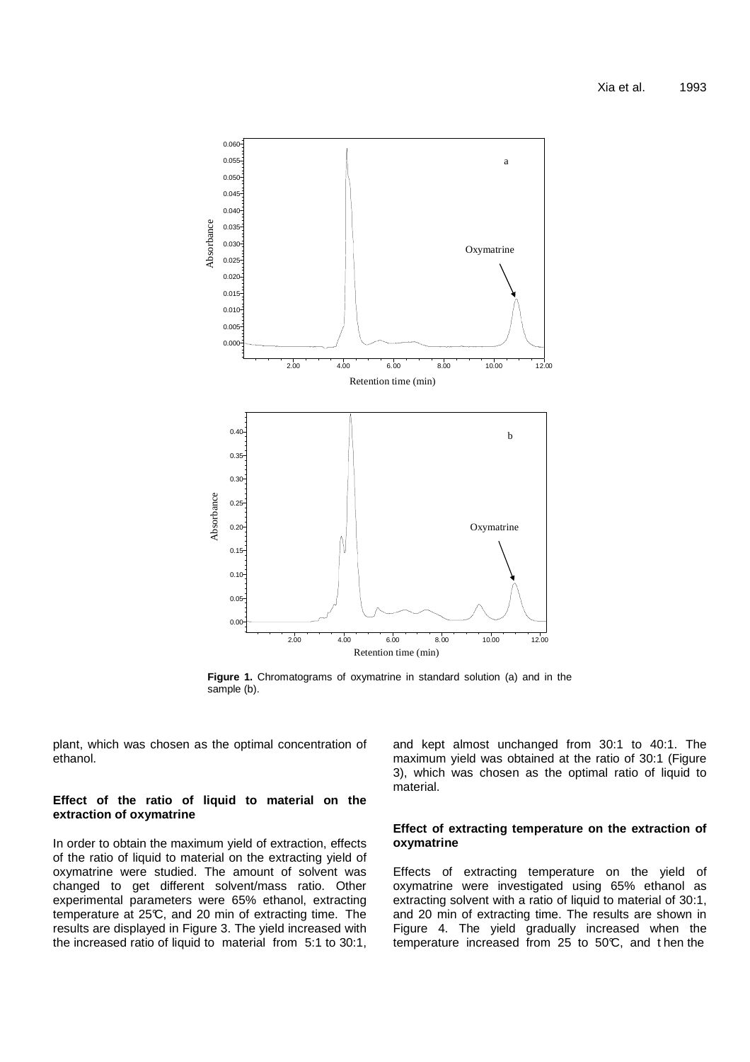**Figure 1.** Chromatograms of oxymatrine in standard solution (a) and in the sample (b).

plant, which was chosen as the optimal concentration of ethanol.

### Effect of the ratio of liquid to material on the extraction of oxymatrine

In order to obtain the maximum yield of extraction, effects of the ratio of liquid to material on the extracting yield of oxymatrine were studied. The amount of solvent was changed to get different solvent/mass ratio. Other experimental parameters were 65% ethanol, extracting temperature at 25℃, and 20 min of extracting time. The results are displayed in Figure 3. The yield increased with the increased ratio of liquid to material from 5:1 to 30:1, and kept almost unchanged from 30:1 to 40:1. The maximum yield was obtained at the ratio of 30:1 (Figure 3), which was chosen as the optimal ratio of liquid to material.

### Effect of extracting temperature on the extraction of oxymatrine

Effects of extracting temperature on the yield of oxymatrine were investigated using 65% ethanol as extracting solvent with a ratio of liquid to material of 30:1, and 20 min of extracting time. The results are shown in Figure 4. The yield gradually increased when the temperature increased from 25 to 50℃, and then the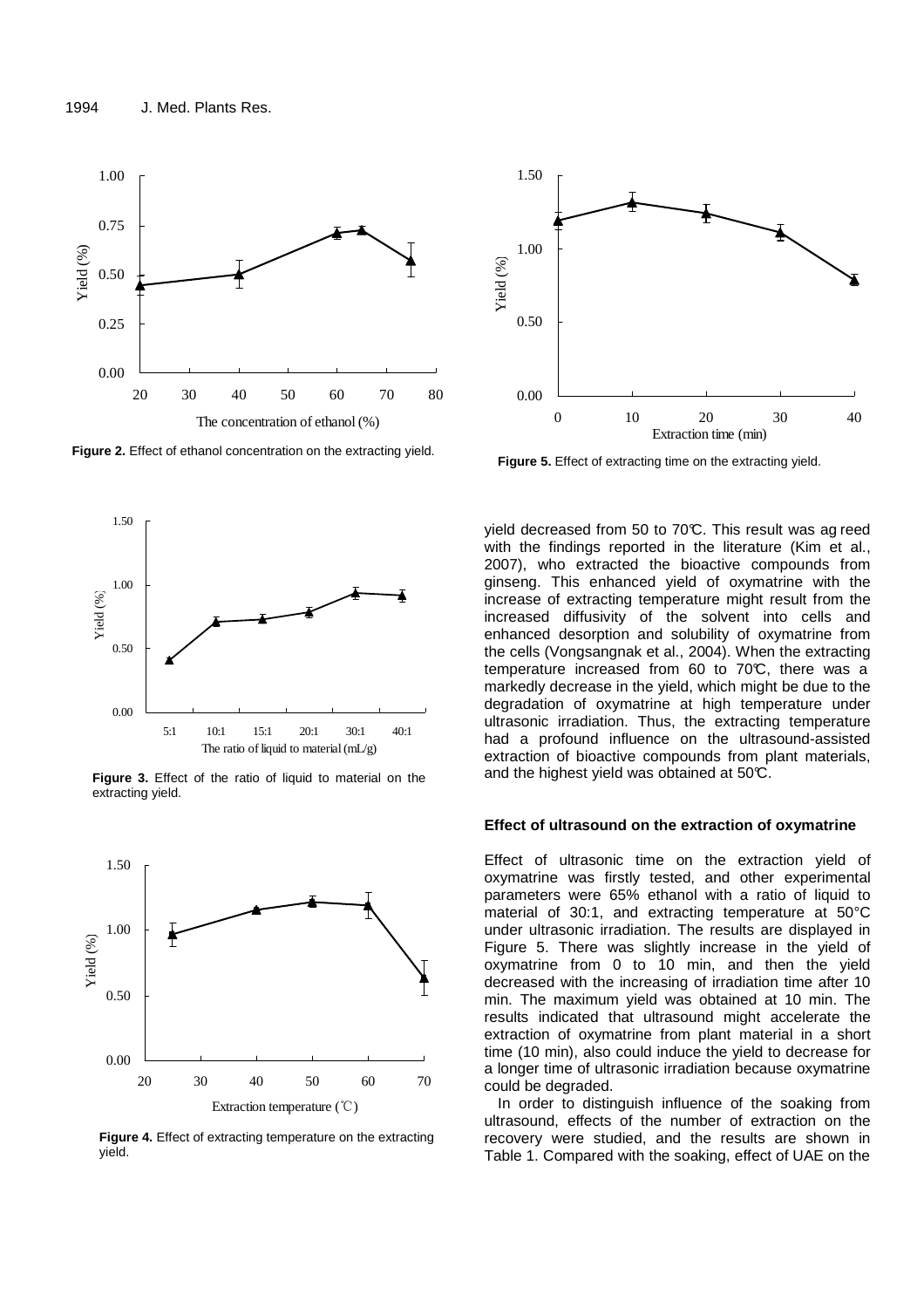Figure 2. Effect of ethanol concentration on the extracting yield.

Figure 3. Effect of the ratio of liquid to material on the extracting yield.

Figure 4. Effect of extracting temperature on the extracting yield.

Figure 5. Effect of extracting time on the extracting yield.

yield decreased from 50 to 70℃. This result was ag reed with the findings reported in the literature (Kim et al., 2007), who extracted the bioactive compounds from ginseng. This enhanced yield of oxymatrine with the increase of extracting temperature might result from the increased diffusivity of the solvent into cells and enhanced desorption and solubility of oxymatrine from the cells (Vongsangnak et al., 2004). When the extracting temperature increased from 60 to 70℃, there was a markedly decrease in the yield, which might be due to the degradation of oxymatrine at high temperature under ultrasonic irradiation. Thus, the extracting temperature had a profound influence on the ultrasound-assisted extraction of bioactive compounds from plant materials, and the highest yield was obtained at 50℃.

**Effect of ultrasound on the extraction of oxymatrine**

Effect of ultrasonic time on the extraction yield of oxymatrine was firstly tested, and other experimental parameters were 65% ethanol with a ratio of liquid to material of 30:1, and extracting temperature at 50°C under ultrasonic irradiation. The results are displayed in Figure 5. There was slightly increase in the yield of oxymatrine from 0 to 10 min, and then the yield decreased with the increasing of irradiation time after 10 min. The maximum yield was obtained at 10 min. The results indicated that ultrasound might accelerate the extraction of oxymatrine from plant material in a short time (10 min), also could induce the yield to decrease for a longer time of ultrasonic irradiation because oxymatrine could be degraded.

In order to distinguish influence of the soaking from ultrasound, effects of the number of extraction on the recovery were studied, and the results are shown in Table 1. Compared with the soaking, effect of UAE on the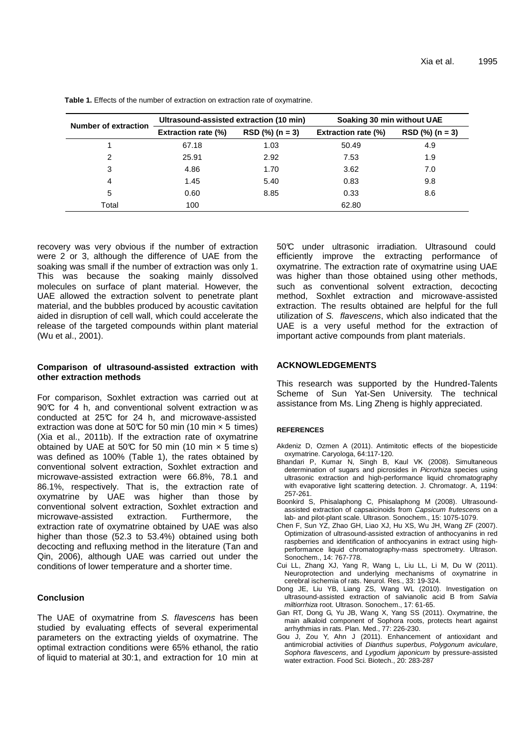**Table 1.** Effects of the number of extraction on extraction rate of oxymatrine.

| Number of extraction | Ultrasound-assisted extraction (10 min) | | Soaking 30 min without UAE | |
|---|---|---|---|---|
| | Extraction rate (%) | RSD (%) (n = 3) | Extraction rate (%) | RSD (%) (n = 3) |
| 1 | 67.18 | 1.03 | 50.49 | 4.9 |
| 2 | 25.91 | 2.92 | 7.53 | 1.9 |
| 3 | 4.86 | 1.70 | 3.62 | 7.0 |
| 4 | 1.45 | 5.40 | 0.83 | 9.8 |
| 5 | 0.60 | 8.85 | 0.33 | 8.6 |
| Total | 100 | | 62.80 | |

recovery was very obvious if the number of extraction were 2 or 3, although the difference of UAE from the soaking was small if the number of extraction was only 1. This was because the soaking mainly dissolved molecules on surface of plant material. However, the UAE allowed the extraction solvent to penetrate plant material, and the bubbles produced by acoustic cavitation aided in disruption of cell wall, which could accelerate the release of the targeted compounds within plant material (Wu et al., 2001).

### Comparison of ultrasound-assisted extraction with other extraction methods

For comparison, Soxhlet extraction was carried out at 90℃ for 4 h, and conventional solvent extraction was conducted at 25℃ for 24 h, and microwave-assisted extraction was done at 50℃ for 50 min (10 min × 5 times) (Xia et al., 2011b). If the extraction rate of oxymatrine obtained by UAE at 50℃ for 50 min (10 min × 5 times) was defined as 100% (Table 1), the rates obtained by conventional solvent extraction, Soxhlet extraction and microwave-assisted extraction were 66.8%, 78.1 and 86.1%, respectively. That is, the extraction rate of oxymatrine by UAE was higher than those by conventional solvent extraction, Soxhlet extraction and microwave-assisted extraction. Furthermore, the extraction rate of oxymatrine obtained by UAE was also higher than those (52.3 to 53.4%) obtained using both decocting and refluxing method in the literature (Tan and Qin, 2006), although UAE was carried out under the conditions of lower temperature and a shorter time.

## Conclusion

The UAE of oxymatrine from *S. flavescens* has been studied by evaluating effects of several experimental parameters on the extracting yields of oxymatrine. The optimal extraction conditions were 65% ethanol, the ratio of liquid to material at 30:1, and extraction for 10 min at 50℃ under ultrasonic irradiation. Ultrasound could efficiently improve the extracting performance of oxymatrine. The extraction rate of oxymatrine using UAE was higher than those obtained using other methods, such as conventional solvent extraction, decocting method, Soxhlet extraction and microwave-assisted extraction. The results obtained are helpful for the full utilization of *S. flavescens*, which also indicated that the UAE is a very useful method for the extraction of important active compounds from plant materials.

## ACKNOWLEDGEMENTS

This research was supported by the Hundred-Talents Scheme of Sun Yat-Sen University. The technical assistance from Ms. Ling Zheng is highly appreciated.

## REFERENCES

Akdeniz D, Ozmen A (2011). Antimitotic effects of the biopesticide oxymatrine. Caryologa, 64:117-120.

Bhandari P, Kumar N, Singh B, Kaul VK (2008). Simultaneous determination of sugars and picrosides in *Picrorhiza* species using ultrasonic extraction and high-performance liquid chromatography with evaporative light scattering detection. J. Chromatogr. A, 1194: 257-261.

Boonkird S, Phisalaphong C, Phisalaphong M (2008). Ultrasound-assisted extraction of capsaicinoids from *Capsicum frutescens* on a lab- and pilot-plant scale. Ultrason. Sonochem., 15: 1075-1079.

Chen F, Sun YZ, Zhao GH, Liao XJ, Hu XS, Wu JH, Wang ZF (2007). Optimization of ultrasound-assisted extraction of anthocyanins in red raspberries and identification of anthocyanins in extract using high-performance liquid chromatography-mass spectrometry. Ultrason. Sonochem., 14: 767-778.

Cui LL, Zhang XJ, Yang R, Wang L, Liu LL, Li M, Du W (2011). Neuroprotection and underlying mechanisms of oxymatrine in cerebral ischemia of rats. Neurol. Res., 33: 19-324.

Dong JE, Liu YB, Liang ZS, Wang WL (2010). Investigation on ultrasound-assisted extraction of salvianolic acid B from *Salvia miltiorrhiza* root. Ultrason. Sonochem., 17: 61-65.

Gan RT, Dong G, Yu JB, Wang X, Yang SS (2011). Oxymatrine, the main alkaloid component of Sophora roots, protects heart against arrhythmias in rats. Plan. Med., 77: 226-230.

Gou J, Zou Y, Ahn J (2011). Enhancement of antioxidant and antimicrobial activities of *Dianthus superbus*, *Polygonum aviculare*, *Sophora flavescens*, and *Lygodium japonicum* by pressure-assisted water extraction. Food Sci. Biotech., 20: 283-287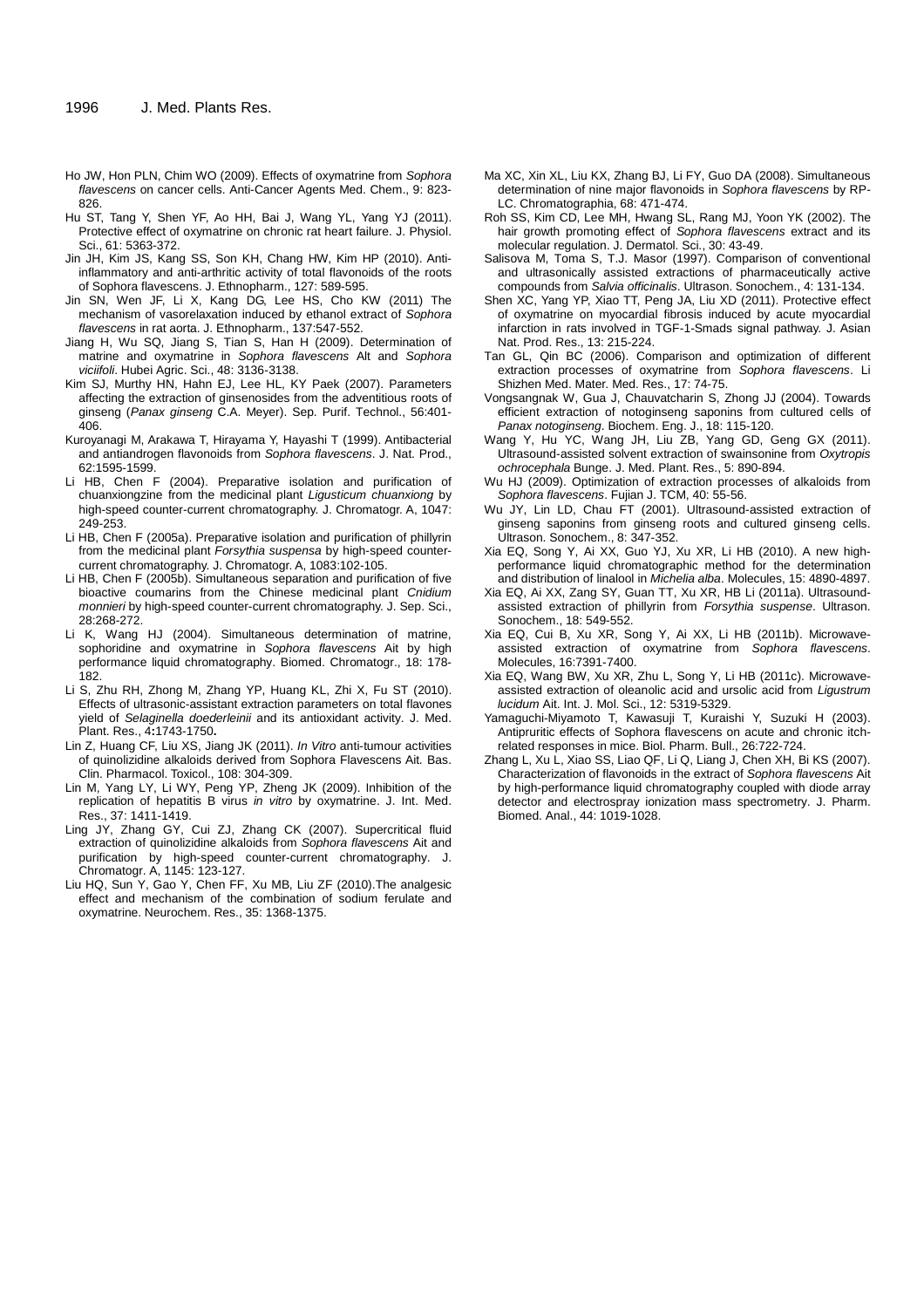Ho JW, Hon PLN, Chim WO (2009). Effects of oxymatrine from *Sophora flavescens* on cancer cells. Anti-Cancer Agents Med. Chem., 9: 823-826.

Hu ST, Tang Y, Shen YF, Ao HH, Bai J, Wang YL, Yang YJ (2011). Protective effect of oxymatrine on chronic rat heart failure. J. Physiol. Sci., 61: 5363-372.

Jin JH, Kim JS, Kang SS, Son KH, Chang HW, Kim HP (2010). Anti-inflammatory and anti-arthritic activity of total flavonoids of the roots of Sophora flavescens. J. Ethnopharm., 127: 589-595.

Jin SN, Wen JF, Li X, Kang DG, Lee HS, Cho KW (2011) The mechanism of vasorelaxation induced by ethanol extract of *Sophora flavescens* in rat aorta. J. Ethnopharm., 137:547-552.

Jiang H, Wu SQ, Jiang S, Tian S, Han H (2009). Determination of matrine and oxymatrine in *Sophora flavescens* Alt and *Sophora viciifoli*. Hubei Agric. Sci., 48: 3136-3138.

Kim SJ, Murthy HN, Hahn EJ, Lee HL, KY Paek (2007). Parameters affecting the extraction of ginsenosides from the adventitious roots of ginseng (*Panax ginseng* C.A. Meyer). Sep. Purif. Technol., 56:401-406.

Kuroyanagi M, Arakawa T, Hirayama Y, Hayashi T (1999). Antibacterial and antiandrogen flavonoids from *Sophora flavescens*. J. Nat. Prod., 62:1595-1599.

Li HB, Chen F (2004). Preparative isolation and purification of chuanxiongzine from the medicinal plant *Ligusticum chuanxiong* by high-speed counter-current chromatography. J. Chromatogr. A, 1047: 249-253.

Li HB, Chen F (2005a). Preparative isolation and purification of phillyrin from the medicinal plant *Forsythia suspensa* by high-speed counter-current chromatography. J. Chromatogr. A, 1083:102-105.

Li HB, Chen F (2005b). Simultaneous separation and purification of five bioactive coumarins from the Chinese medicinal plant *Cnidium monnieri* by high-speed counter-current chromatography. J. Sep. Sci., 28:268-272.

Li K, Wang HJ (2004). Simultaneous determination of matrine, sophoridine and oxymatrine in *Sophora flavescens* Ait by high performance liquid chromatography. Biomed. Chromatogr., 18: 178-182.

Li S, Zhu RH, Zhong M, Zhang YP, Huang KL, Zhi X, Fu ST (2010). Effects of ultrasonic-assistant extraction parameters on total flavones yield of *Selaginella doederleinii* and its antioxidant activity. J. Med. Plant. Res., 4**:**1743-1750**.**

Lin Z, Huang CF, Liu XS, Jiang JK (2011). *In Vitro* anti-tumour activities of quinolizidine alkaloids derived from Sophora Flavescens Ait. Bas. Clin. Pharmacol. Toxicol., 108: 304-309.

Lin M, Yang LY, Li WY, Peng YP, Zheng JK (2009). Inhibition of the replication of hepatitis B virus *in vitro* by oxymatrine. J. Int. Med. Res., 37: 1411-1419.

Ling JY, Zhang GY, Cui ZJ, Zhang CK (2007). Supercritical fluid extraction of quinolizidine alkaloids from *Sophora flavescens* Ait and purification by high-speed counter-current chromatography. J. Chromatogr. A, 1145: 123-127.

Liu HQ, Sun Y, Gao Y, Chen FF, Xu MB, Liu ZF (2010).The analgesic effect and mechanism of the combination of sodium ferulate and oxymatrine. Neurochem. Res., 35: 1368-1375.

Ma XC, Xin XL, Liu KX, Zhang BJ, Li FY, Guo DA (2008). Simultaneous determination of nine major flavonoids in *Sophora flavescens* by RP-LC. Chromatographia, 68: 471-474.

Roh SS, Kim CD, Lee MH, Hwang SL, Rang MJ, Yoon YK (2002). The hair growth promoting effect of *Sophora flavescens* extract and its molecular regulation. J. Dermatol. Sci., 30: 43-49.

Salisova M, Toma S, T.J. Masor (1997). Comparison of conventional and ultrasonically assisted extractions of pharmaceutically active compounds from *Salvia officinalis*. Ultrason. Sonochem., 4: 131-134.

Shen XC, Yang YP, Xiao TT, Peng JA, Liu XD (2011). Protective effect of oxymatrine on myocardial fibrosis induced by acute myocardial infarction in rats involved in TGF-1-Smads signal pathway. J. Asian Nat. Prod. Res., 13: 215-224.

Tan GL, Qin BC (2006). Comparison and optimization of different extraction processes of oxymatrine from *Sophora flavescens*. Li Shizhen Med. Mater. Med. Res., 17: 74-75.

Vongsangnak W, Gua J, Chauvatcharin S, Zhong JJ (2004). Towards efficient extraction of notoginseng saponins from cultured cells of *Panax notoginseng*. Biochem. Eng. J., 18: 115-120.

Wang Y, Hu YC, Wang JH, Liu ZB, Yang GD, Geng GX (2011). Ultrasound-assisted solvent extraction of swainsonine from *Oxytropis ochrocephala* Bunge. J. Med. Plant. Res., 5: 890-894.

Wu HJ (2009). Optimization of extraction processes of alkaloids from *Sophora flavescens*. Fujian J. TCM, 40: 55-56.

Wu JY, Lin LD, Chau FT (2001). Ultrasound-assisted extraction of ginseng saponins from ginseng roots and cultured ginseng cells. Ultrason. Sonochem., 8: 347-352.

Xia EQ, Song Y, Ai XX, Guo YJ, Xu XR, Li HB (2010). A new high-performance liquid chromatographic method for the determination and distribution of linalool in *Michelia alba*. Molecules, 15: 4890-4897.

Xia EQ, Ai XX, Zang SY, Guan TT, Xu XR, HB Li (2011a). Ultrasound-assisted extraction of phillyrin from *Forsythia suspense*. Ultrason. Sonochem., 18: 549-552.

Xia EQ, Cui B, Xu XR, Song Y, Ai XX, Li HB (2011b). Microwave-assisted extraction of oxymatrine from *Sophora flavescens*. Molecules, 16:7391-7400.

Xia EQ, Wang BW, Xu XR, Zhu L, Song Y, Li HB (2011c). Microwave-assisted extraction of oleanolic acid and ursolic acid from *Ligustrum lucidum* Ait. Int. J. Mol. Sci., 12: 5319-5329.

Yamaguchi-Miyamoto T, Kawasuji T, Kuraishi Y, Suzuki H (2003). Antipruritic effects of Sophora flavescens on acute and chronic itch-related responses in mice. Biol. Pharm. Bull., 26:722-724.

Zhang L, Xu L, Xiao SS, Liao QF, Li Q, Liang J, Chen XH, Bi KS (2007). Characterization of flavonoids in the extract of *Sophora flavescens* Ait by high-performance liquid chromatography coupled with diode array detector and electrospray ionization mass spectrometry. J. Pharm. Biomed. Anal., 44: 1019-1028.